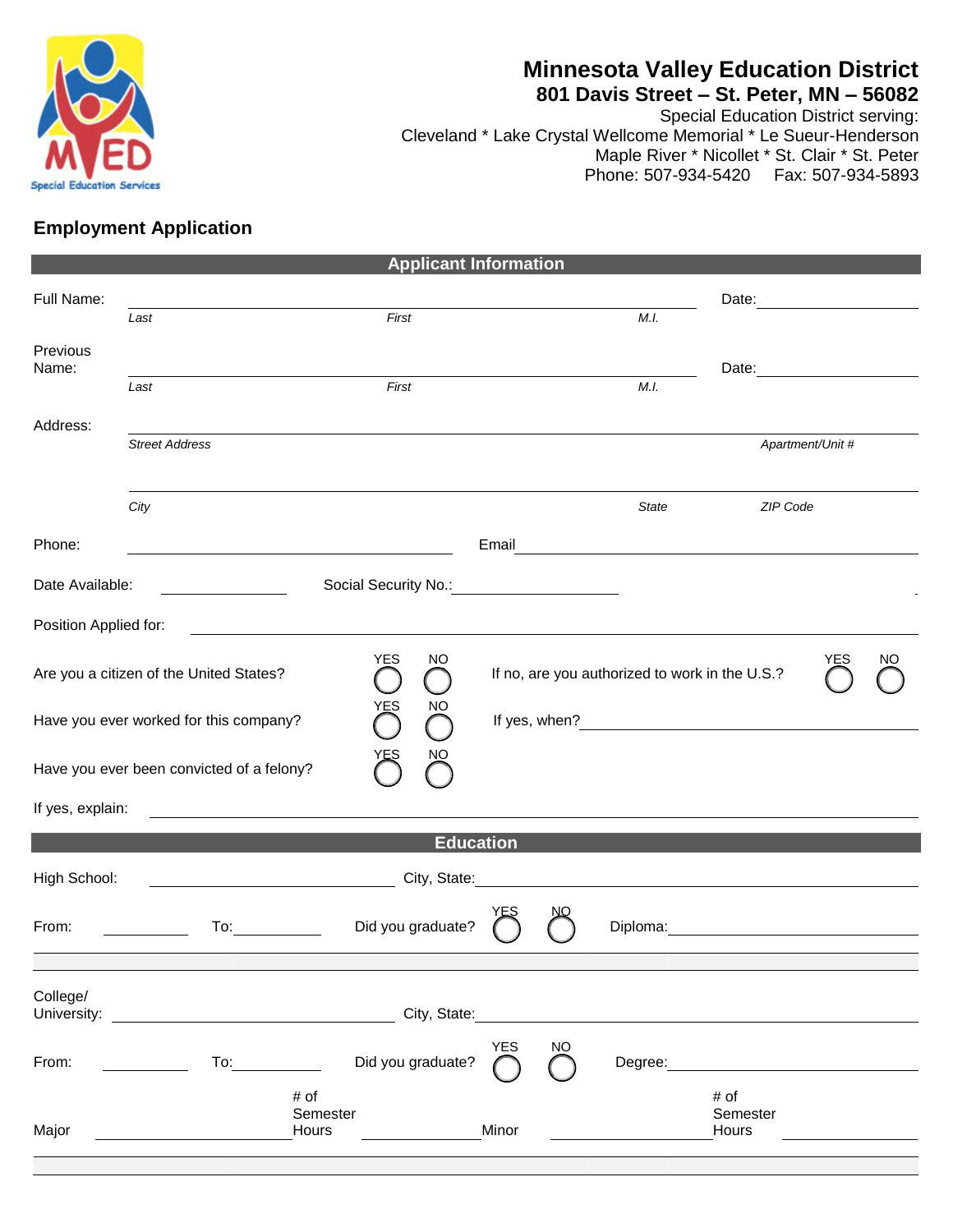# Minnesota Valley Education District

**801 Davis Street – St. Peter, MN – 56082**

Special Education District serving:
Cleveland * Lake Crystal Wellcome Memorial * Le Sueur-Henderson
Maple River * Nicollet * St. Clair * St. Peter
Phone: 507-934-5420 Fax: 507-934-5893

## Employment Application

### Applicant Information

Full Name: ______________________________________________ Date: ____________
*Last* *First* *M.I.*

Previous Name: ______________________________________________ Date: ____________
*Last* *First* *M.I.*

Address: ______________________________________________
*Street Address* *Apartment/Unit #*

______________________________________________
*City* *State* *ZIP Code*

Phone: ____________________ Email ____________________

Date Available: ____________ Social Security No.: ____________

Position Applied for: ______________________________________________

Are you a citizen of the United States? YES ◯ NO ◯ If no, are you authorized to work in the U.S.? YES ◯ NO ◯

Have you ever worked for this company? YES ◯ NO ◯ If yes, when? ____________________

Have you ever been convicted of a felony? YES ◯ NO ◯

If yes, explain: ______________________________________________

### Education

High School: ____________________ City, State: ____________________

From: ________ To: ________ Did you graduate? YES ◯ NO ◯ Diploma: ____________________

College/ University: ____________________ City, State: ____________________

From: ________ To: ________ Did you graduate? YES ◯ NO ◯ Degree: ____________________

Major ____________ # of Semester Hours ________ Minor ____________ # of Semester Hours ________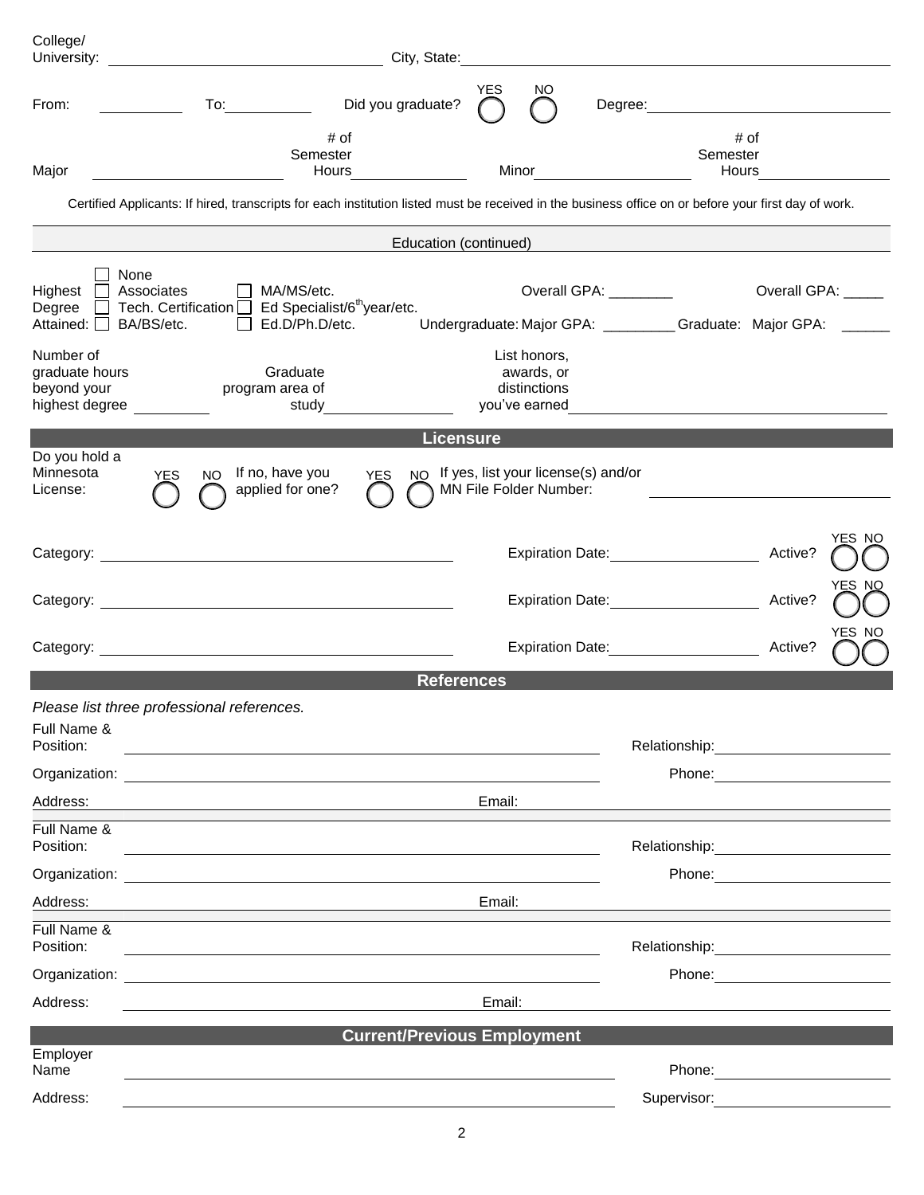College/ University: ______________________ City, State: ______________________

From: __________ To: __________ Did you graduate? YES ◯ NO ◯ Degree: ______________________

Major ______________________ # of Semester Hours ______________ Minor ______________ # of Semester Hours ______________

Certified Applicants: If hired, transcripts for each institution listed must be received in the business office on or before your first day of work.

## Education (continued)

Highest Degree Attained:
- ☐ None
- ☐ Associates
- ☐ Tech. Certification
- ☐ BA/BS/etc.
- ☐ MA/MS/etc.
- ☐ Ed Specialist/6th year/etc.
- ☐ Ed.D/Ph.D/etc.

Undergraduate: Overall GPA: ________ Major GPA: ________

Graduate: Overall GPA: _____ Major GPA: ______

Number of graduate hours beyond your highest degree __________ Graduate program area of study ______________ List honors, awards, or distinctions you've earned ______________________

## Licensure

Do you hold a Minnesota License: YES ◯ NO ◯ If no, have you applied for one? YES ◯ NO ◯ If yes, list your license(s) and/or MN File Folder Number: ______________________

Category: ______________________ Expiration Date: ______________ Active? YES ◯ NO ◯

Category: ______________________ Expiration Date: ______________ Active? YES ◯ NO ◯

Category: ______________________ Expiration Date: ______________ Active? YES ◯ NO ◯

## References

*Please list three professional references.*

Full Name & Position: ______________________ Relationship: ______________

Organization: ______________________ Phone: ______________

Address: ______________________ Email: ______________________

Full Name & Position: ______________________ Relationship: ______________

Organization: ______________________ Phone: ______________

Address: ______________________ Email: ______________________

Full Name & Position: ______________________ Relationship: ______________

Organization: ______________________ Phone: ______________

Address: ______________________ Email: ______________________

## Current/Previous Employment

Employer Name ______________________ Phone: ______________

Address: ______________________ Supervisor: ______________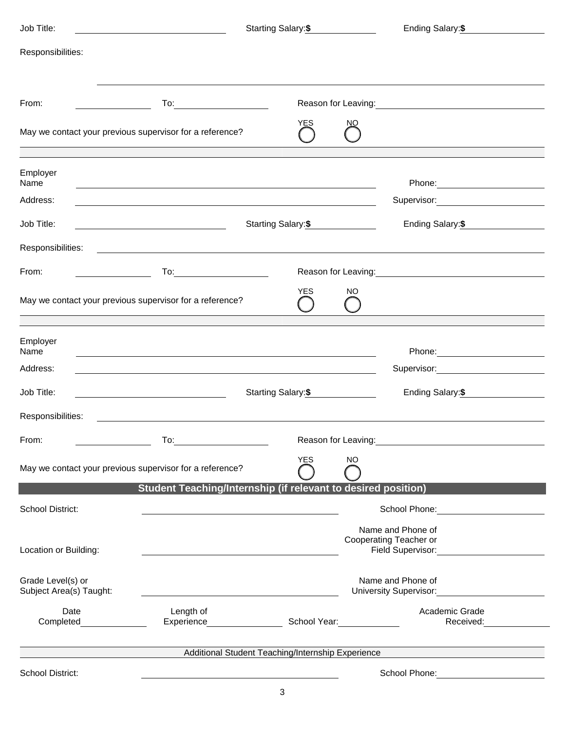Job Title: ____________________ Starting Salary: $ __________ Ending Salary: $ __________

Responsibilities: ____________________________________________

From: __________ To: __________ Reason for Leaving: ____________________

May we contact your previous supervisor for a reference? YES ◯ NO ◯

---

Employer Name ______________________________ Phone: __________

Address: ______________________________ Supervisor: __________

Job Title: ____________________ Starting Salary: $ __________ Ending Salary: $ __________

Responsibilities: ____________________________________________

From: __________ To: __________ Reason for Leaving: ____________________

May we contact your previous supervisor for a reference? YES ◯ NO ◯

---

Employer Name ______________________________ Phone: __________

Address: ______________________________ Supervisor: __________

Job Title: ____________________ Starting Salary: $ __________ Ending Salary: $ __________

Responsibilities: ____________________________________________

From: __________ To: __________ Reason for Leaving: ____________________

May we contact your previous supervisor for a reference? YES ◯ NO ◯

## Student Teaching/Internship (if relevant to desired position)

School District: ______________________________ School Phone: __________

Location or Building: ______________________________ Name and Phone of Cooperating Teacher or Field Supervisor: __________

Grade Level(s) or Subject Area(s) Taught: ______________________________ Name and Phone of University Supervisor: __________

Date Completed __________ Length of Experience __________ School Year: __________ Academic Grade Received: __________

### Additional Student Teaching/Internship Experience

School District: ______________________________ School Phone: __________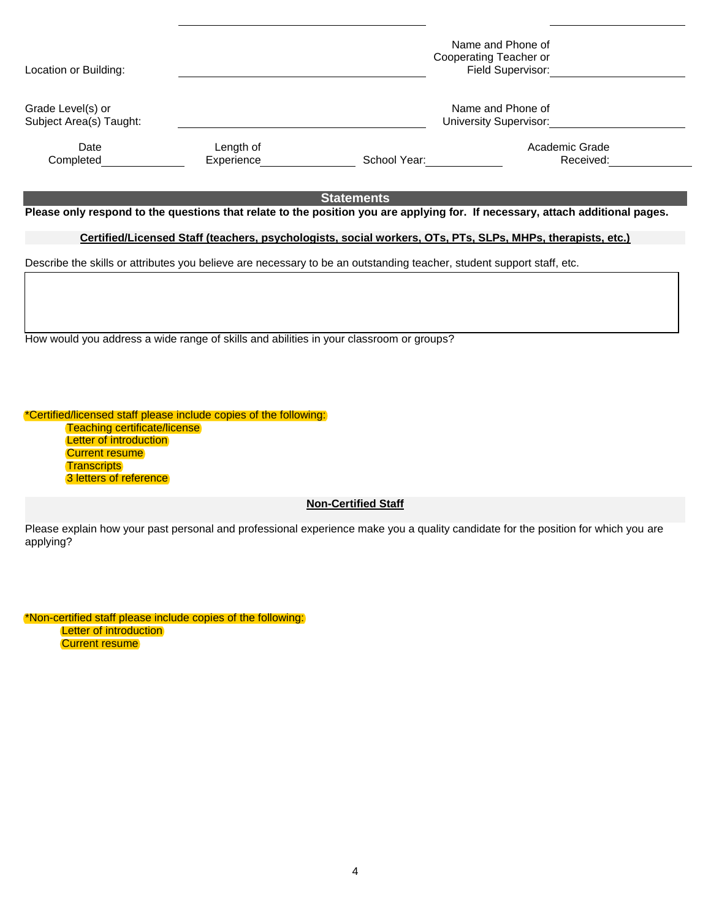Location or Building: ______________________ Name and Phone of Cooperating Teacher or Field Supervisor: ______________________

Grade Level(s) or Subject Area(s) Taught: ______________________ Name and Phone of University Supervisor: ______________________

Date Completed ____________ Length of Experience ____________ School Year: ____________ Academic Grade Received: ____________

## Statements

**Please only respond to the questions that relate to the position you are applying for. If necessary, attach additional pages.**

### Certified/Licensed Staff (teachers, psychologists, social workers, OTs, PTs, SLPs, MHPs, therapists, etc.)

Describe the skills or attributes you believe are necessary to be an outstanding teacher, student support staff, etc.

How would you address a wide range of skills and abilities in your classroom or groups?

*Certified/licensed staff please include copies of the following:

- Teaching certificate/license
- Letter of introduction
- Current resume
- Transcripts
- 3 letters of reference

### Non-Certified Staff

Please explain how your past personal and professional experience make you a quality candidate for the position for which you are applying?

*Non-certified staff please include copies of the following:

- Letter of introduction
- Current resume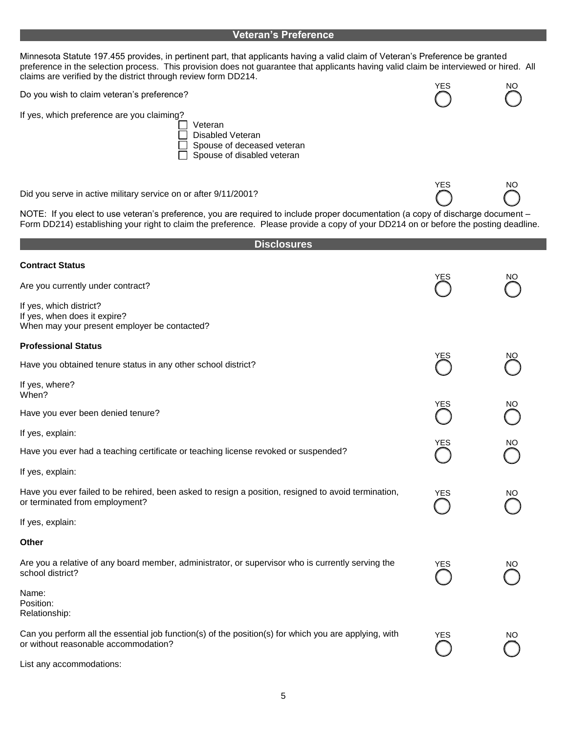## Veteran's Preference

Minnesota Statute 197.455 provides, in pertinent part, that applicants having a valid claim of Veteran's Preference be granted preference in the selection process. This provision does not guarantee that applicants having valid claim be interviewed or hired. All claims are verified by the district through review form DD214.

Do you wish to claim veteran's preference? ◯ YES ◯ NO

If yes, which preference are you claiming?

- ☐ Veteran
- ☐ Disabled Veteran
- ☐ Spouse of deceased veteran
- ☐ Spouse of disabled veteran

Did you serve in active military service on or after 9/11/2001? ◯ YES ◯ NO

NOTE: If you elect to use veteran's preference, you are required to include proper documentation (a copy of discharge document – Form DD214) establishing your right to claim the preference. Please provide a copy of your DD214 on or before the posting deadline.

## Disclosures

**Contract Status**

Are you currently under contract? ◯ YES ◯ NO

If yes, which district?
If yes, when does it expire?
When may your present employer be contacted?

**Professional Status**

Have you obtained tenure status in any other school district? ◯ YES ◯ NO

If yes, where?
When?

Have you ever been denied tenure? ◯ YES ◯ NO

If yes, explain:

Have you ever had a teaching certificate or teaching license revoked or suspended? ◯ YES ◯ NO

If yes, explain:

Have you ever failed to be rehired, been asked to resign a position, resigned to avoid termination, or terminated from employment? ◯ YES ◯ NO

If yes, explain:

**Other**

Are you a relative of any board member, administrator, or supervisor who is currently serving the school district? ◯ YES ◯ NO

Name:
Position:
Relationship:

Can you perform all the essential job function(s) of the position(s) for which you are applying, with or without reasonable accommodation? ◯ YES ◯ NO

List any accommodations: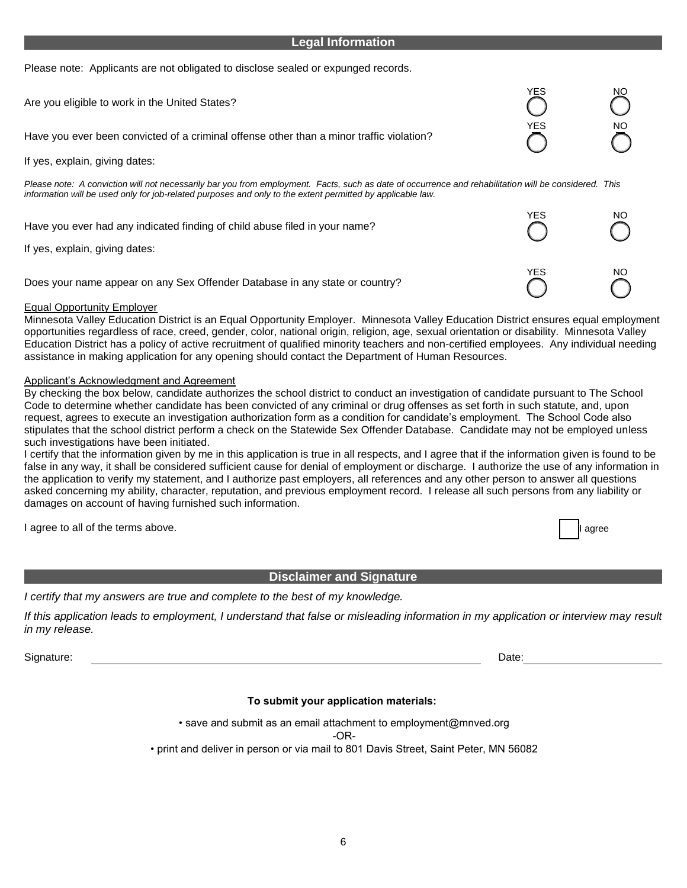## Legal Information

Please note: Applicants are not obligated to disclose sealed or expunged records.

| | YES | NO |
|---|---|---|
| Are you eligible to work in the United States? | ◯ | ◯ |
| Have you ever been convicted of a criminal offense other than a minor traffic violation? | ◯ | ◯ |

If yes, explain, giving dates:

*Please note: A conviction will not necessarily bar you from employment. Facts, such as date of occurrence and rehabilitation will be considered. This information will be used only for job-related purposes and only to the extent permitted by applicable law.*

| | YES | NO |
|---|---|---|
| Have you ever had any indicated finding of child abuse filed in your name? | ◯ | ◯ |

If yes, explain, giving dates:

| | YES | NO |
|---|---|---|
| Does your name appear on any Sex Offender Database in any state or country? | ◯ | ◯ |

Equal Opportunity Employer

Minnesota Valley Education District is an Equal Opportunity Employer. Minnesota Valley Education District ensures equal employment opportunities regardless of race, creed, gender, color, national origin, religion, age, sexual orientation or disability. Minnesota Valley Education District has a policy of active recruitment of qualified minority teachers and non-certified employees. Any individual needing assistance in making application for any opening should contact the Department of Human Resources.

Applicant's Acknowledgment and Agreement

By checking the box below, candidate authorizes the school district to conduct an investigation of candidate pursuant to The School Code to determine whether candidate has been convicted of any criminal or drug offenses as set forth in such statute, and, upon request, agrees to execute an investigation authorization form as a condition for candidate's employment. The School Code also stipulates that the school district perform a check on the Statewide Sex Offender Database. Candidate may not be employed unless such investigations have been initiated.

I certify that the information given by me in this application is true in all respects, and I agree that if the information given is found to be false in any way, it shall be considered sufficient cause for denial of employment or discharge. I authorize the use of any information in the application to verify my statement, and I authorize past employers, all references and any other person to answer all questions asked concerning my ability, character, reputation, and previous employment record. I release all such persons from any liability or damages on account of having furnished such information.

I agree to all of the terms above. ☐ I agree

## Disclaimer and Signature

*I certify that my answers are true and complete to the best of my knowledge.*

*If this application leads to employment, I understand that false or misleading information in my application or interview may result in my release.*

Signature: ______________________________ Date: ______________

**To submit your application materials:**

• save and submit as an email attachment to employment@mnved.org

-OR-

• print and deliver in person or via mail to 801 Davis Street, Saint Peter, MN 56082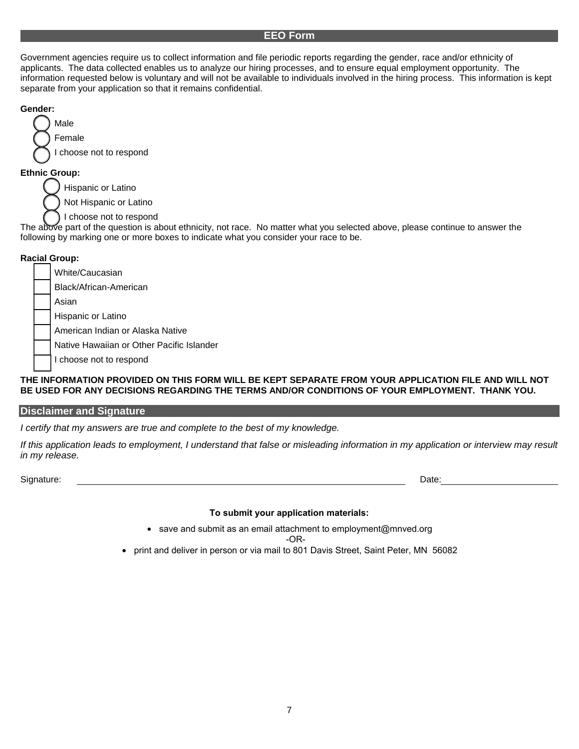## EEO Form

Government agencies require us to collect information and file periodic reports regarding the gender, race and/or ethnicity of applicants. The data collected enables us to analyze our hiring processes, and to ensure equal employment opportunity. The information requested below is voluntary and will not be available to individuals involved in the hiring process. This information is kept separate from your application so that it remains confidential.

**Gender:**

- ◯ Male
- ◯ Female
- ◯ I choose not to respond

**Ethnic Group:**

- ◯ Hispanic or Latino
- ◯ Not Hispanic or Latino
- ◯ I choose not to respond

The above part of the question is about ethnicity, not race. No matter what you selected above, please continue to answer the following by marking one or more boxes to indicate what you consider your race to be.

**Racial Group:**

- ☐ White/Caucasian
- ☐ Black/African-American
- ☐ Asian
- ☐ Hispanic or Latino
- ☐ American Indian or Alaska Native
- ☐ Native Hawaiian or Other Pacific Islander
- ☐ I choose not to respond

**THE INFORMATION PROVIDED ON THIS FORM WILL BE KEPT SEPARATE FROM YOUR APPLICATION FILE AND WILL NOT BE USED FOR ANY DECISIONS REGARDING THE TERMS AND/OR CONDITIONS OF YOUR EMPLOYMENT. THANK YOU.**

## Disclaimer and Signature

*I certify that my answers are true and complete to the best of my knowledge.*

*If this application leads to employment, I understand that false or misleading information in my application or interview may result in my release.*

Signature: ______________________________________________ Date: ____________________

**To submit your application materials:**

- save and submit as an email attachment to employment@mnved.org

-OR-

- print and deliver in person or via mail to 801 Davis Street, Saint Peter, MN 56082